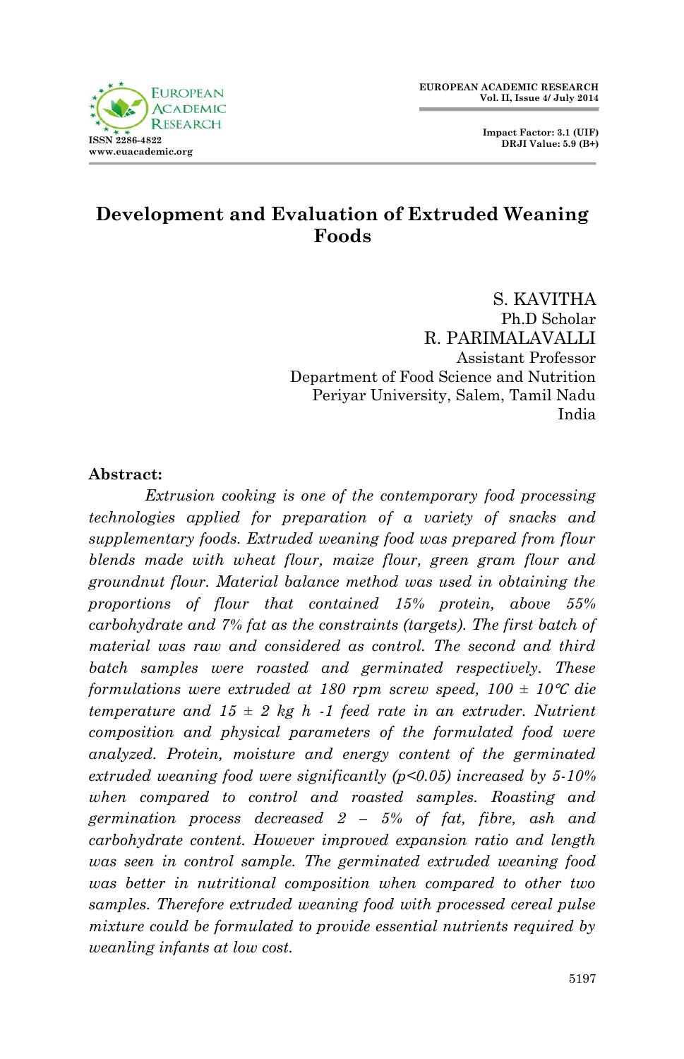# Development and Evaluation of Extruded Weaning Foods

S. KAVITHA
Ph.D Scholar

R. PARIMALAVALLI
Assistant Professor

Department of Food Science and Nutrition
Periyar University, Salem, Tamil Nadu
India

## Abstract:

*Extrusion cooking is one of the contemporary food processing technologies applied for preparation of a variety of snacks and supplementary foods. Extruded weaning food was prepared from flour blends made with wheat flour, maize flour, green gram flour and groundnut flour. Material balance method was used in obtaining the proportions of flour that contained 15% protein, above 55% carbohydrate and 7% fat as the constraints (targets). The first batch of material was raw and considered as control. The second and third batch samples were roasted and germinated respectively. These formulations were extruded at 180 rpm screw speed, 100 ± 10°C die temperature and 15 ± 2 kg $h^{-1}$ feed rate in an extruder. Nutrient composition and physical parameters of the formulated food were analyzed. Protein, moisture and energy content of the germinated extruded weaning food were significantly ($p<0.05$) increased by 5-10% when compared to control and roasted samples. Roasting and germination process decreased 2 – 5% of fat, fibre, ash and carbohydrate content. However improved expansion ratio and length was seen in control sample. The germinated extruded weaning food was better in nutritional composition when compared to other two samples. Therefore extruded weaning food with processed cereal pulse mixture could be formulated to provide essential nutrients required by weanling infants at low cost.*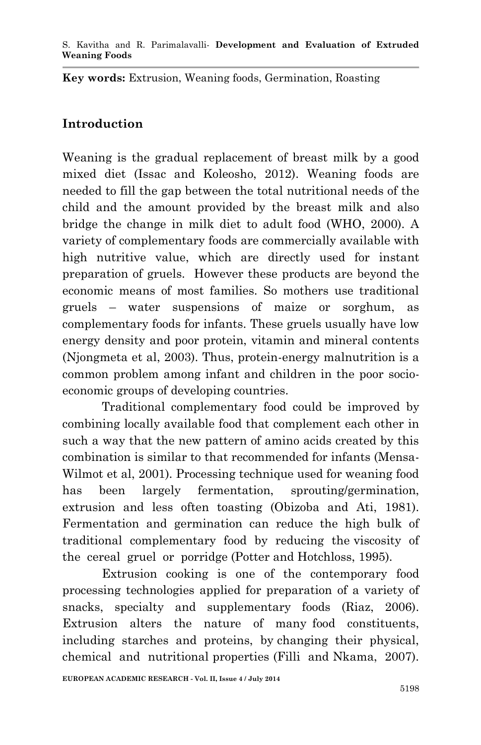**Key words:** Extrusion, Weaning foods, Germination, Roasting

## Introduction

Weaning is the gradual replacement of breast milk by a good mixed diet (Issac and Koleosho, 2012). Weaning foods are needed to fill the gap between the total nutritional needs of the child and the amount provided by the breast milk and also bridge the change in milk diet to adult food (WHO, 2000). A variety of complementary foods are commercially available with high nutritive value, which are directly used for instant preparation of gruels. However these products are beyond the economic means of most families. So mothers use traditional gruels – water suspensions of maize or sorghum, as complementary foods for infants. These gruels usually have low energy density and poor protein, vitamin and mineral contents (Njongmeta et al, 2003). Thus, protein-energy malnutrition is a common problem among infant and children in the poor socio-economic groups of developing countries.

Traditional complementary food could be improved by combining locally available food that complement each other in such a way that the new pattern of amino acids created by this combination is similar to that recommended for infants (Mensa-Wilmot et al, 2001). Processing technique used for weaning food has been largely fermentation, sprouting/germination, extrusion and less often toasting (Obizoba and Ati, 1981). Fermentation and germination can reduce the high bulk of traditional complementary food by reducing the viscosity of the cereal gruel or porridge (Potter and Hotchloss, 1995).

Extrusion cooking is one of the contemporary food processing technologies applied for preparation of a variety of snacks, specialty and supplementary foods (Riaz, 2006). Extrusion alters the nature of many food constituents, including starches and proteins, by changing their physical, chemical and nutritional properties (Filli and Nkama, 2007).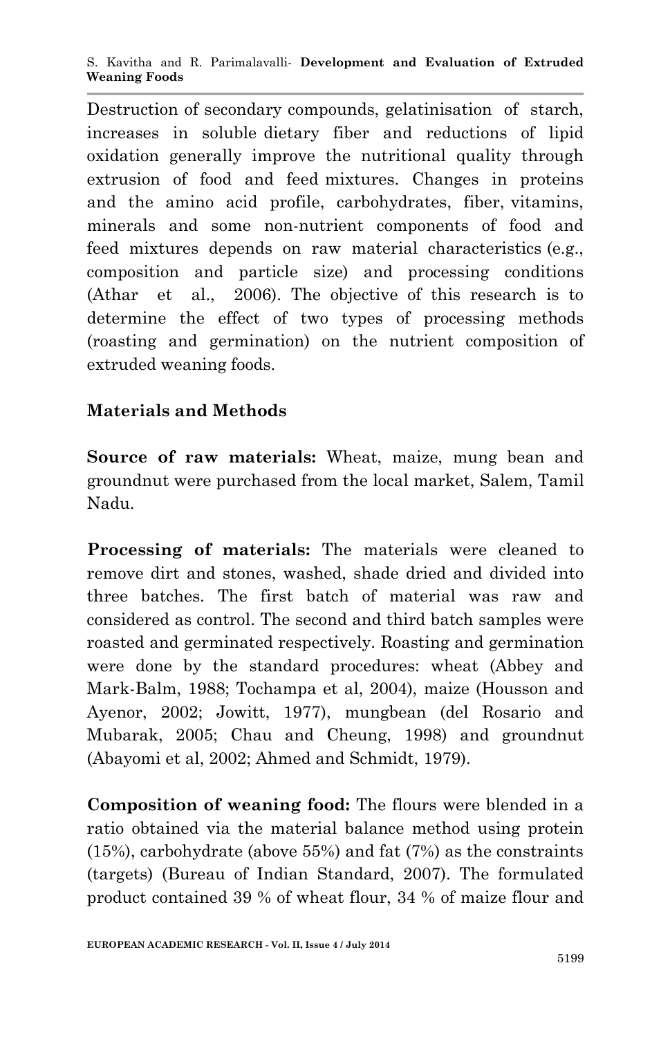Destruction of secondary compounds, gelatinisation of starch, increases in soluble dietary fiber and reductions of lipid oxidation generally improve the nutritional quality through extrusion of food and feed mixtures. Changes in proteins and the amino acid profile, carbohydrates, fiber, vitamins, minerals and some non-nutrient components of food and feed mixtures depends on raw material characteristics (e.g., composition and particle size) and processing conditions (Athar et al., 2006). The objective of this research is to determine the effect of two types of processing methods (roasting and germination) on the nutrient composition of extruded weaning foods.

## Materials and Methods

**Source of raw materials:** Wheat, maize, mung bean and groundnut were purchased from the local market, Salem, Tamil Nadu.

**Processing of materials:** The materials were cleaned to remove dirt and stones, washed, shade dried and divided into three batches. The first batch of material was raw and considered as control. The second and third batch samples were roasted and germinated respectively. Roasting and germination were done by the standard procedures: wheat (Abbey and Mark-Balm, 1988; Tochampa et al, 2004), maize (Housson and Ayenor, 2002; Jowitt, 1977), mungbean (del Rosario and Mubarak, 2005; Chau and Cheung, 1998) and groundnut (Abayomi et al, 2002; Ahmed and Schmidt, 1979).

**Composition of weaning food:** The flours were blended in a ratio obtained via the material balance method using protein (15%), carbohydrate (above 55%) and fat (7%) as the constraints (targets) (Bureau of Indian Standard, 2007). The formulated product contained 39 % of wheat flour, 34 % of maize flour and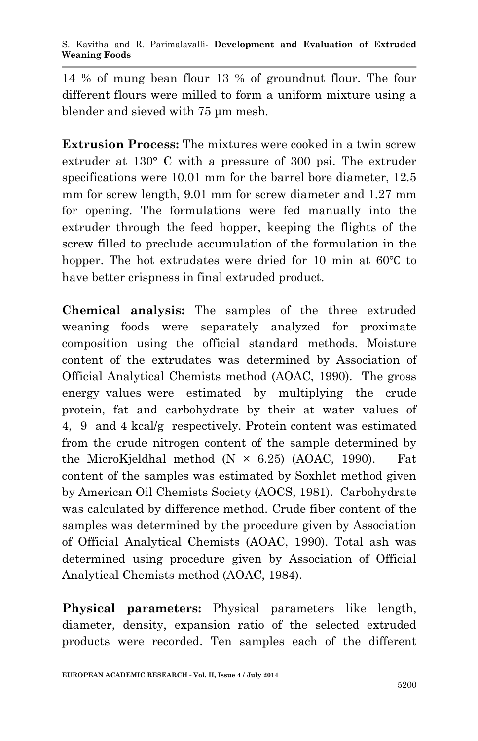14 % of mung bean flour 13 % of groundnut flour. The four different flours were milled to form a uniform mixture using a blender and sieved with 75 µm mesh.

**Extrusion Process:** The mixtures were cooked in a twin screw extruder at 130° C with a pressure of 300 psi. The extruder specifications were 10.01 mm for the barrel bore diameter, 12.5 mm for screw length, 9.01 mm for screw diameter and 1.27 mm for opening. The formulations were fed manually into the extruder through the feed hopper, keeping the flights of the screw filled to preclude accumulation of the formulation in the hopper. The hot extrudates were dried for 10 min at 60℃ to have better crispness in final extruded product.

**Chemical analysis:** The samples of the three extruded weaning foods were separately analyzed for proximate composition using the official standard methods. Moisture content of the extrudates was determined by Association of Official Analytical Chemists method (AOAC, 1990). The gross energy values were estimated by multiplying the crude protein, fat and carbohydrate by their at water values of 4, 9 and 4 kcal/g respectively. Protein content was estimated from the crude nitrogen content of the sample determined by the MicroKjeldhal method (N × 6.25) (AOAC, 1990). Fat content of the samples was estimated by Soxhlet method given by American Oil Chemists Society (AOCS, 1981). Carbohydrate was calculated by difference method. Crude fiber content of the samples was determined by the procedure given by Association of Official Analytical Chemists (AOAC, 1990). Total ash was determined using procedure given by Association of Official Analytical Chemists method (AOAC, 1984).

**Physical parameters:** Physical parameters like length, diameter, density, expansion ratio of the selected extruded products were recorded. Ten samples each of the different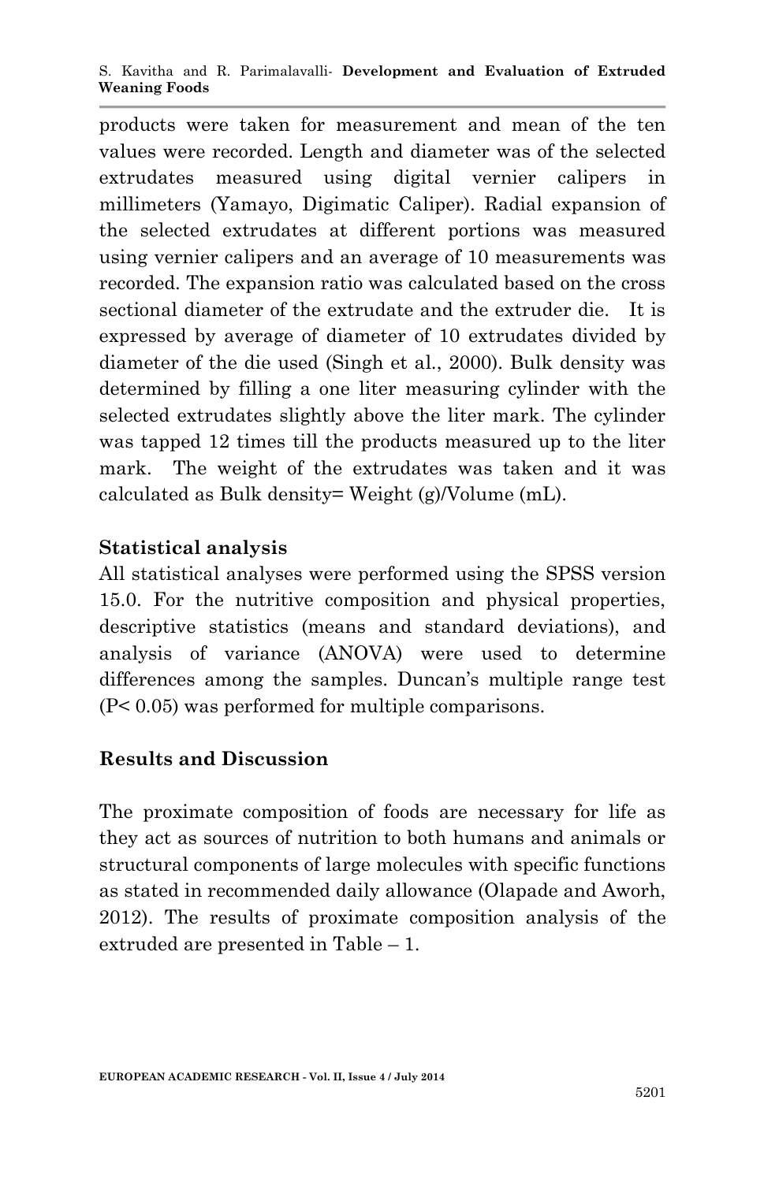products were taken for measurement and mean of the ten values were recorded. Length and diameter was of the selected extrudates measured using digital vernier calipers in millimeters (Yamayo, Digimatic Caliper). Radial expansion of the selected extrudates at different portions was measured using vernier calipers and an average of 10 measurements was recorded. The expansion ratio was calculated based on the cross sectional diameter of the extrudate and the extruder die. It is expressed by average of diameter of 10 extrudates divided by diameter of the die used (Singh et al., 2000). Bulk density was determined by filling a one liter measuring cylinder with the selected extrudates slightly above the liter mark. The cylinder was tapped 12 times till the products measured up to the liter mark. The weight of the extrudates was taken and it was calculated as Bulk density= Weight (g)/Volume (mL).

### Statistical analysis

All statistical analyses were performed using the SPSS version 15.0. For the nutritive composition and physical properties, descriptive statistics (means and standard deviations), and analysis of variance (ANOVA) were used to determine differences among the samples. Duncan's multiple range test ($P < 0.05$) was performed for multiple comparisons.

### Results and Discussion

The proximate composition of foods are necessary for life as they act as sources of nutrition to both humans and animals or structural components of large molecules with specific functions as stated in recommended daily allowance (Olapade and Aworh, 2012). The results of proximate composition analysis of the extruded are presented in Table – 1.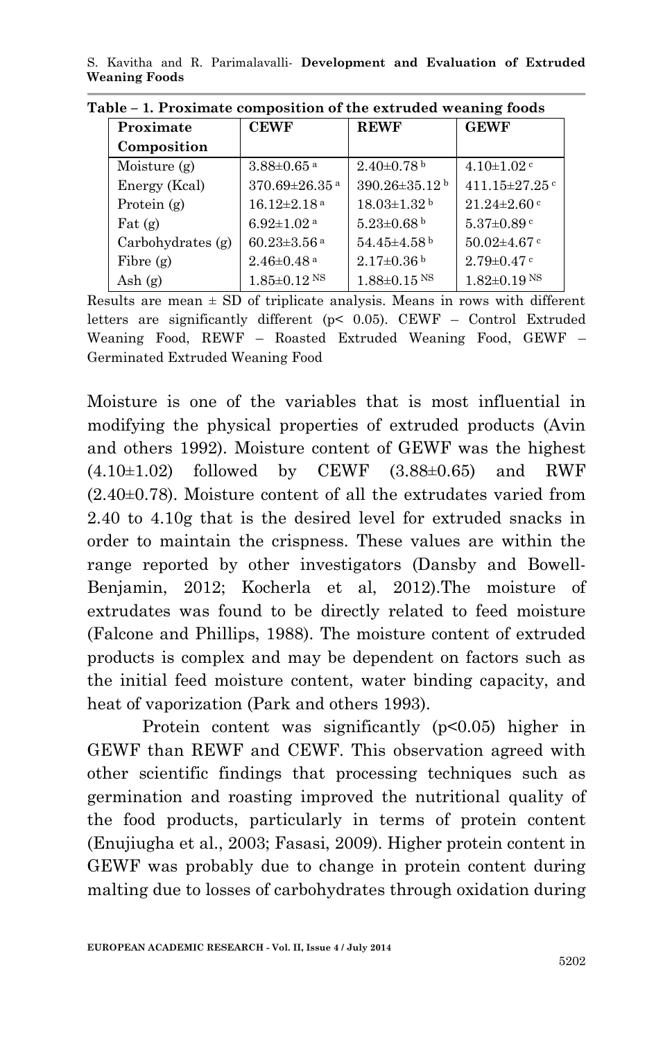**Table – 1. Proximate composition of the extruded weaning foods**

| Proximate Composition | CEWF | REWF | GEWF |
|---|---|---|---|
| Moisture (g) | 3.88±0.65 [a] | 2.40±0.78 [b] | 4.10±1.02 [c] |
| Energy (Kcal) | 370.69±26.35 [a] | 390.26±35.12 [b] | 411.15±27.25 [c] |
| Protein (g) | 16.12±2.18 [a] | 18.03±1.32 [b] | 21.24±2.60 [c] |
| Fat (g) | 6.92±1.02 [a] | 5.23±0.68 [b] | 5.37±0.89 [c] |
| Carbohydrates (g) | 60.23±3.56 [a] | 54.45±4.58 [b] | 50.02±4.67 [c] |
| Fibre (g) | 2.46±0.48 [a] | 2.17±0.36 [b] | 2.79±0.47 [c] |
| Ash (g) | 1.85±0.12 [NS] | 1.88±0.15 [NS] | 1.82±0.19 [NS] |

Results are mean ± SD of triplicate analysis. Means in rows with different letters are significantly different ($p< 0.05$). CEWF – Control Extruded Weaning Food, REWF – Roasted Extruded Weaning Food, GEWF – Germinated Extruded Weaning Food

Moisture is one of the variables that is most influential in modifying the physical properties of extruded products (Avin and others 1992). Moisture content of GEWF was the highest (4.10±1.02) followed by CEWF (3.88±0.65) and RWF (2.40±0.78). Moisture content of all the extrudates varied from 2.40 to 4.10g that is the desired level for extruded snacks in order to maintain the crispness. These values are within the range reported by other investigators (Dansby and Bowell-Benjamin, 2012; Kocherla et al, 2012).The moisture of extrudates was found to be directly related to feed moisture (Falcone and Phillips, 1988). The moisture content of extruded products is complex and may be dependent on factors such as the initial feed moisture content, water binding capacity, and heat of vaporization (Park and others 1993).

Protein content was significantly ($p<0.05$) higher in GEWF than REWF and CEWF. This observation agreed with other scientific findings that processing techniques such as germination and roasting improved the nutritional quality of the food products, particularly in terms of protein content (Enujiugha et al., 2003; Fasasi, 2009). Higher protein content in GEWF was probably due to change in protein content during malting due to losses of carbohydrates through oxidation during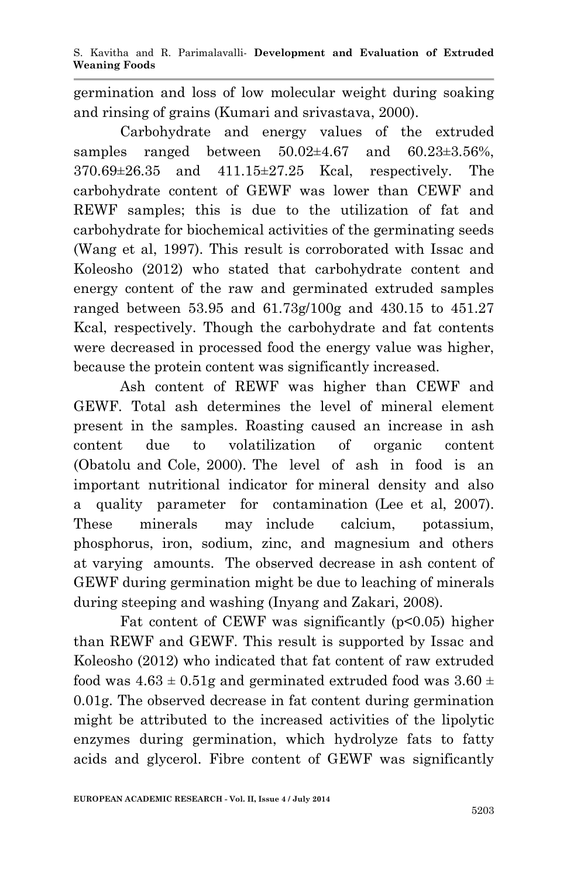germination and loss of low molecular weight during soaking and rinsing of grains (Kumari and srivastava, 2000).

Carbohydrate and energy values of the extruded samples ranged between 50.02±4.67 and 60.23±3.56%, 370.69±26.35 and 411.15±27.25 Kcal, respectively. The carbohydrate content of GEWF was lower than CEWF and REWF samples; this is due to the utilization of fat and carbohydrate for biochemical activities of the germinating seeds (Wang et al, 1997). This result is corroborated with Issac and Koleosho (2012) who stated that carbohydrate content and energy content of the raw and germinated extruded samples ranged between 53.95 and 61.73g/100g and 430.15 to 451.27 Kcal, respectively. Though the carbohydrate and fat contents were decreased in processed food the energy value was higher, because the protein content was significantly increased.

Ash content of REWF was higher than CEWF and GEWF. Total ash determines the level of mineral element present in the samples. Roasting caused an increase in ash content due to volatilization of organic content (Obatolu and Cole, 2000). The level of ash in food is an important nutritional indicator for mineral density and also a quality parameter for contamination (Lee et al, 2007). These minerals may include calcium, potassium, phosphorus, iron, sodium, zinc, and magnesium and others at varying amounts. The observed decrease in ash content of GEWF during germination might be due to leaching of minerals during steeping and washing (Inyang and Zakari, 2008).

Fat content of CEWF was significantly ($p<0.05$) higher than REWF and GEWF. This result is supported by Issac and Koleosho (2012) who indicated that fat content of raw extruded food was 4.63 ± 0.51g and germinated extruded food was 3.60 ± 0.01g. The observed decrease in fat content during germination might be attributed to the increased activities of the lipolytic enzymes during germination, which hydrolyze fats to fatty acids and glycerol. Fibre content of GEWF was significantly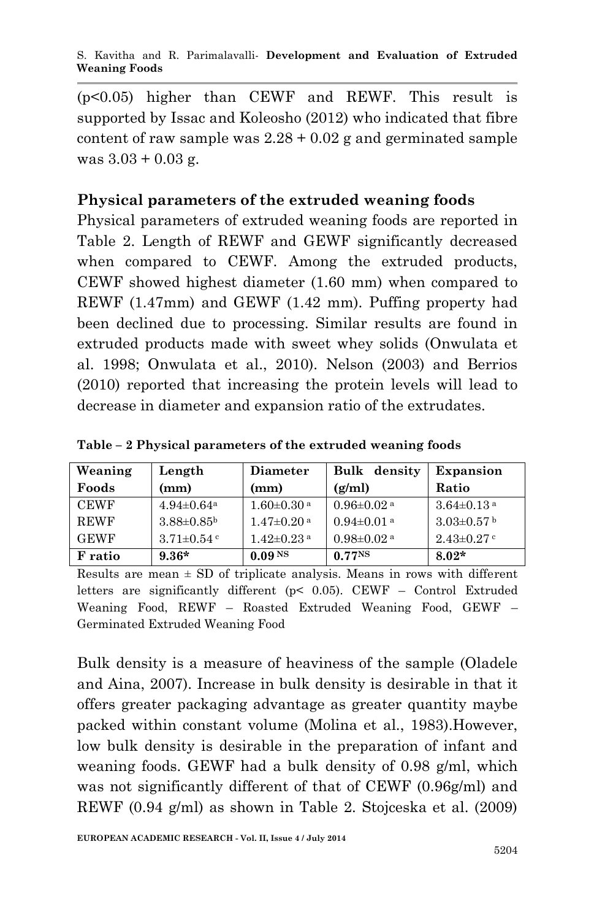(p<0.05) higher than CEWF and REWF. This result is supported by Issac and Koleosho (2012) who indicated that fibre content of raw sample was 2.28 + 0.02 g and germinated sample was 3.03 + 0.03 g.

## Physical parameters of the extruded weaning foods

Physical parameters of extruded weaning foods are reported in Table 2. Length of REWF and GEWF significantly decreased when compared to CEWF. Among the extruded products, CEWF showed highest diameter (1.60 mm) when compared to REWF (1.47mm) and GEWF (1.42 mm). Puffing property had been declined due to processing. Similar results are found in extruded products made with sweet whey solids (Onwulata et al. 1998; Onwulata et al., 2010). Nelson (2003) and Berrios (2010) reported that increasing the protein levels will lead to decrease in diameter and expansion ratio of the extrudates.

**Table – 2 Physical parameters of the extruded weaning foods**

| Weaning Foods | Length (mm) | Diameter (mm) | Bulk density (g/ml) | Expansion Ratio |
|---|---|---|---|---|
| CEWF | 4.94±0.64[a] | 1.60±0.30[a] | 0.96±0.02[a] | 3.64±0.13[a] |
| REWF | 3.88±0.85[b] | 1.47±0.20[a] | 0.94±0.01[a] | 3.03±0.57[b] |
| GEWF | 3.71±0.54[c] | 1.42±0.23[a] | 0.98±0.02[a] | 2.43±0.27[c] |
| **F ratio** | **9.36*** | **0.09[NS]** | **0.77[NS]** | **8.02*** |

Results are mean ± SD of triplicate analysis. Means in rows with different letters are significantly different ($p < 0.05$). CEWF – Control Extruded Weaning Food, REWF – Roasted Extruded Weaning Food, GEWF – Germinated Extruded Weaning Food

Bulk density is a measure of heaviness of the sample (Oladele and Aina, 2007). Increase in bulk density is desirable in that it offers greater packaging advantage as greater quantity maybe packed within constant volume (Molina et al., 1983).However, low bulk density is desirable in the preparation of infant and weaning foods. GEWF had a bulk density of 0.98 g/ml, which was not significantly different of that of CEWF (0.96g/ml) and REWF (0.94 g/ml) as shown in Table 2. Stojceska et al. (2009)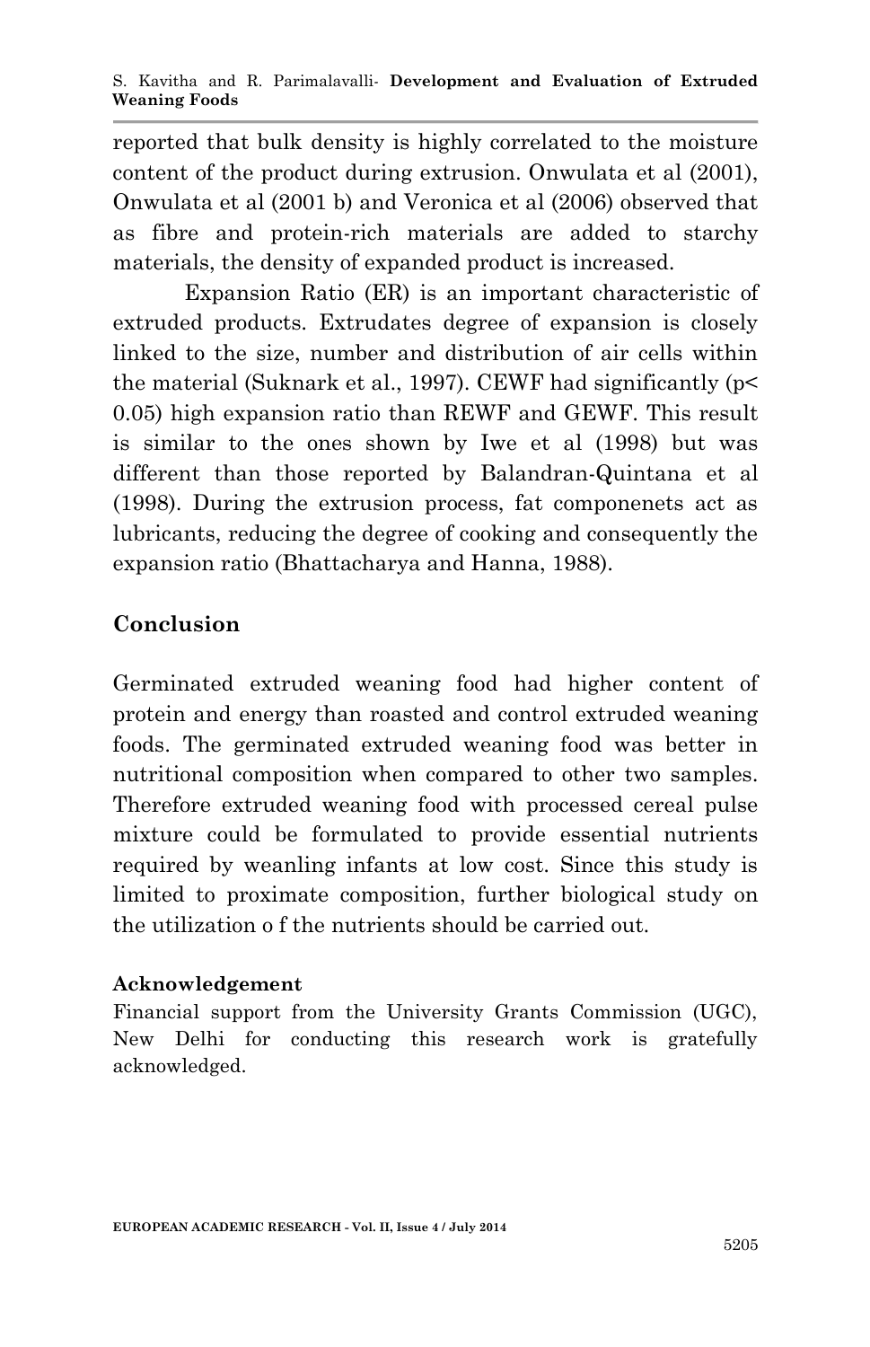reported that bulk density is highly correlated to the moisture content of the product during extrusion. Onwulata et al (2001), Onwulata et al (2001 b) and Veronica et al (2006) observed that as fibre and protein-rich materials are added to starchy materials, the density of expanded product is increased.

Expansion Ratio (ER) is an important characteristic of extruded products. Extrudates degree of expansion is closely linked to the size, number and distribution of air cells within the material (Suknark et al., 1997). CEWF had significantly ($p < 0.05$) high expansion ratio than REWF and GEWF. This result is similar to the ones shown by Iwe et al (1998) but was different than those reported by Balandran-Quintana et al (1998). During the extrusion process, fat componenets act as lubricants, reducing the degree of cooking and consequently the expansion ratio (Bhattacharya and Hanna, 1988).

## Conclusion

Germinated extruded weaning food had higher content of protein and energy than roasted and control extruded weaning foods. The germinated extruded weaning food was better in nutritional composition when compared to other two samples. Therefore extruded weaning food with processed cereal pulse mixture could be formulated to provide essential nutrients required by weanling infants at low cost. Since this study is limited to proximate composition, further biological study on the utilization o f the nutrients should be carried out.

### Acknowledgement

Financial support from the University Grants Commission (UGC), New Delhi for conducting this research work is gratefully acknowledged.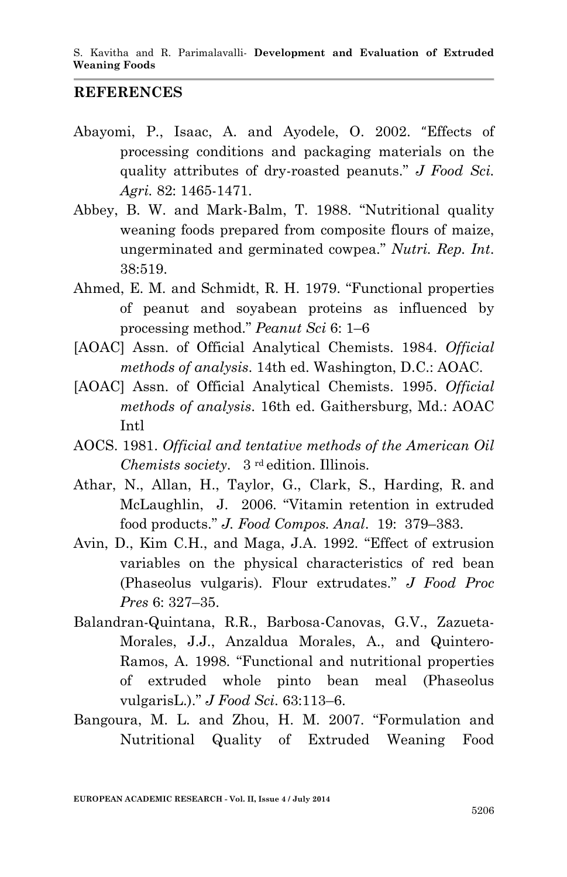## REFERENCES

Abayomi, P., Isaac, A. and Ayodele, O. 2002. "Effects of processing conditions and packaging materials on the quality attributes of dry-roasted peanuts." *J Food Sci. Agri.* 82: 1465-1471.

Abbey, B. W. and Mark-Balm, T. 1988. "Nutritional quality weaning foods prepared from composite flours of maize, ungerminated and germinated cowpea." *Nutri. Rep. Int*. 38:519.

Ahmed, E. M. and Schmidt, R. H. 1979. "Functional properties of peanut and soyabean proteins as influenced by processing method." *Peanut Sci* 6: 1–6

[AOAC] Assn. of Official Analytical Chemists. 1984. *Official methods of analysis*. 14th ed. Washington, D.C.: AOAC.

[AOAC] Assn. of Official Analytical Chemists. 1995. *Official methods of analysis*. 16th ed. Gaithersburg, Md.: AOAC Intl

AOCS. 1981. *Official and tentative methods of the American Oil Chemists society*. 3rd edition. Illinois.

Athar, N., Allan, H., Taylor, G., Clark, S., Harding, R. and McLaughlin, J. 2006. "Vitamin retention in extruded food products." *J. Food Compos. Anal*. 19: 379–383.

Avin, D., Kim C.H., and Maga, J.A. 1992. "Effect of extrusion variables on the physical characteristics of red bean (Phaseolus vulgaris). Flour extrudates." *J Food Proc Pres* 6: 327–35.

Balandran-Quintana, R.R., Barbosa-Canovas, G.V., Zazueta-Morales, J.J., Anzaldua Morales, A., and Quintero-Ramos, A. 1998. "Functional and nutritional properties of extruded whole pinto bean meal (Phaseolus vulgarisL.)." *J Food Sci*. 63:113–6.

Bangoura, M. L. and Zhou, H. M. 2007. "Formulation and Nutritional Quality of Extruded Weaning Food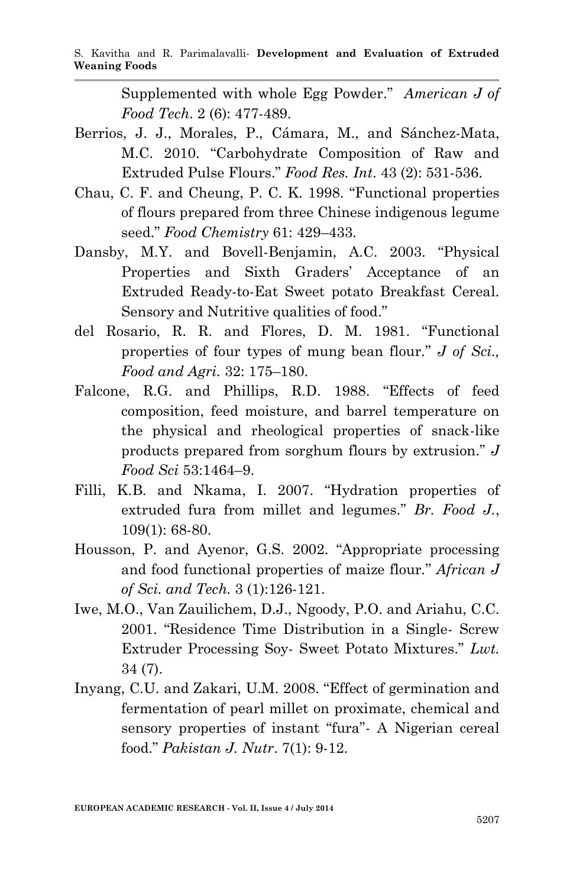Supplemented with whole Egg Powder." *American J of Food Tech.* 2 (6): 477-489.

Berrios, J. J., Morales, P., Cámara, M., and Sánchez-Mata, M.C. 2010. "Carbohydrate Composition of Raw and Extruded Pulse Flours." *Food Res. Int.* 43 (2): 531-536.

Chau, C. F. and Cheung, P. C. K. 1998. "Functional properties of flours prepared from three Chinese indigenous legume seed." *Food Chemistry* 61: 429–433.

Dansby, M.Y. and Bovell-Benjamin, A.C. 2003. "Physical Properties and Sixth Graders' Acceptance of an Extruded Ready-to-Eat Sweet potato Breakfast Cereal. Sensory and Nutritive qualities of food."

del Rosario, R. R. and Flores, D. M. 1981. "Functional properties of four types of mung bean flour." *J of Sci., Food and Agri.* 32: 175–180.

Falcone, R.G. and Phillips, R.D. 1988. "Effects of feed composition, feed moisture, and barrel temperature on the physical and rheological properties of snack-like products prepared from sorghum flours by extrusion." *J Food Sci* 53:1464–9.

Filli, K.B. and Nkama, I. 2007. "Hydration properties of extruded fura from millet and legumes." *Br. Food J.*, 109(1): 68-80.

Housson, P. and Ayenor, G.S. 2002. "Appropriate processing and food functional properties of maize flour." *African J of Sci. and Tech.* 3 (1):126-121.

Iwe, M.O., Van Zauilichem, D.J., Ngoody, P.O. and Ariahu, C.C. 2001. "Residence Time Distribution in a Single- Screw Extruder Processing Soy- Sweet Potato Mixtures." *Lwt.* 34 (7).

Inyang, C.U. and Zakari, U.M. 2008. "Effect of germination and fermentation of pearl millet on proximate, chemical and sensory properties of instant "fura"- A Nigerian cereal food." *Pakistan J. Nutr.* 7(1): 9-12.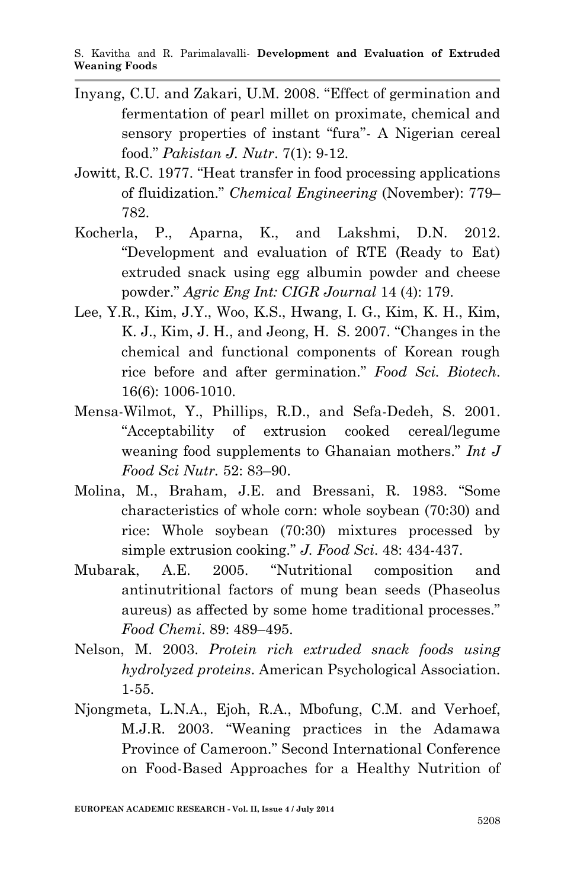Inyang, C.U. and Zakari, U.M. 2008. "Effect of germination and fermentation of pearl millet on proximate, chemical and sensory properties of instant "fura"- A Nigerian cereal food." *Pakistan J. Nutr*. 7(1): 9-12.

Jowitt, R.C. 1977. "Heat transfer in food processing applications of fluidization." *Chemical Engineering* (November): 779–782.

Kocherla, P., Aparna, K., and Lakshmi, D.N. 2012. "Development and evaluation of RTE (Ready to Eat) extruded snack using egg albumin powder and cheese powder." *Agric Eng Int: CIGR Journal* 14 (4): 179.

Lee, Y.R., Kim, J.Y., Woo, K.S., Hwang, I. G., Kim, K. H., Kim, K. J., Kim, J. H., and Jeong, H. S. 2007. "Changes in the chemical and functional components of Korean rough rice before and after germination." *Food Sci. Biotech*. 16(6): 1006-1010.

Mensa-Wilmot, Y., Phillips, R.D., and Sefa-Dedeh, S. 2001. "Acceptability of extrusion cooked cereal/legume weaning food supplements to Ghanaian mothers." *Int J Food Sci Nutr.* 52: 83–90.

Molina, M., Braham, J.E. and Bressani, R. 1983. "Some characteristics of whole corn: whole soybean (70:30) and rice: Whole soybean (70:30) mixtures processed by simple extrusion cooking." *J. Food Sci*. 48: 434-437.

Mubarak, A.E. 2005. "Nutritional composition and antinutritional factors of mung bean seeds (Phaseolus aureus) as affected by some home traditional processes." *Food Chemi*. 89: 489–495.

Nelson, M. 2003. *Protein rich extruded snack foods using hydrolyzed proteins*. American Psychological Association. 1-55.

Njongmeta, L.N.A., Ejoh, R.A., Mbofung, C.M. and Verhoef, M.J.R. 2003. "Weaning practices in the Adamawa Province of Cameroon." Second International Conference on Food-Based Approaches for a Healthy Nutrition of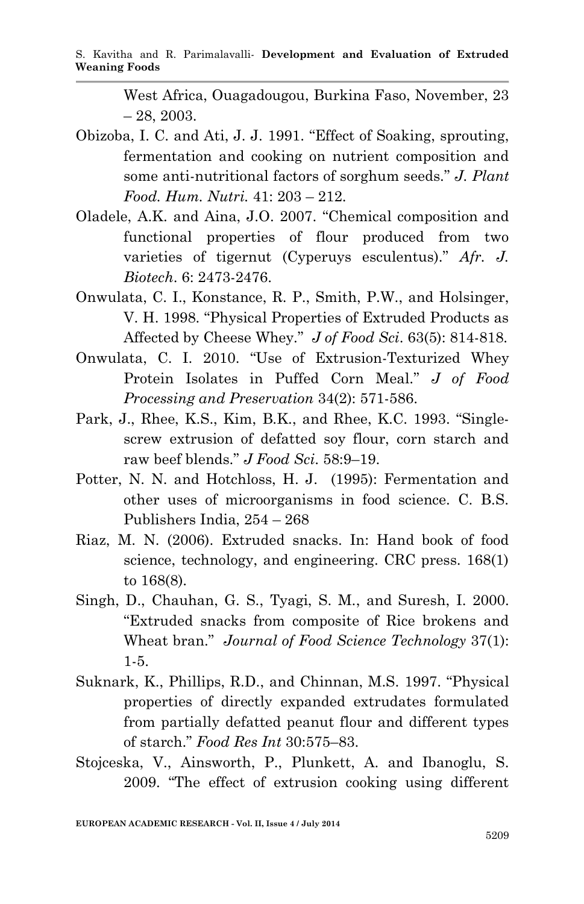West Africa, Ouagadougou, Burkina Faso, November, 23 – 28, 2003.

Obizoba, I. C. and Ati, J. J. 1991. "Effect of Soaking, sprouting, fermentation and cooking on nutrient composition and some anti-nutritional factors of sorghum seeds." *J. Plant Food. Hum. Nutri.* 41: 203 – 212.

Oladele, A.K. and Aina, J.O. 2007. "Chemical composition and functional properties of flour produced from two varieties of tigernut (Cyperuys esculentus)." *Afr. J. Biotech*. 6: 2473-2476.

Onwulata, C. I., Konstance, R. P., Smith, P.W., and Holsinger, V. H. 1998. "Physical Properties of Extruded Products as Affected by Cheese Whey." *J of Food Sci*. 63(5): 814-818.

Onwulata, C. I. 2010. "Use of Extrusion-Texturized Whey Protein Isolates in Puffed Corn Meal." *J of Food Processing and Preservation* 34(2): 571-586.

Park, J., Rhee, K.S., Kim, B.K., and Rhee, K.C. 1993. "Single-screw extrusion of defatted soy flour, corn starch and raw beef blends." *J Food Sci*. 58:9–19.

Potter, N. N. and Hotchloss, H. J. (1995): Fermentation and other uses of microorganisms in food science. C. B.S. Publishers India, 254 – 268

Riaz, M. N. (2006). Extruded snacks. In: Hand book of food science, technology, and engineering. CRC press. 168(1) to 168(8).

Singh, D., Chauhan, G. S., Tyagi, S. M., and Suresh, I. 2000. "Extruded snacks from composite of Rice brokens and Wheat bran." *Journal of Food Science Technology* 37(1): 1-5.

Suknark, K., Phillips, R.D., and Chinnan, M.S. 1997. "Physical properties of directly expanded extrudates formulated from partially defatted peanut flour and different types of starch." *Food Res Int* 30:575–83.

Stojceska, V., Ainsworth, P., Plunkett, A. and Ibanoglu, S. 2009. "The effect of extrusion cooking using different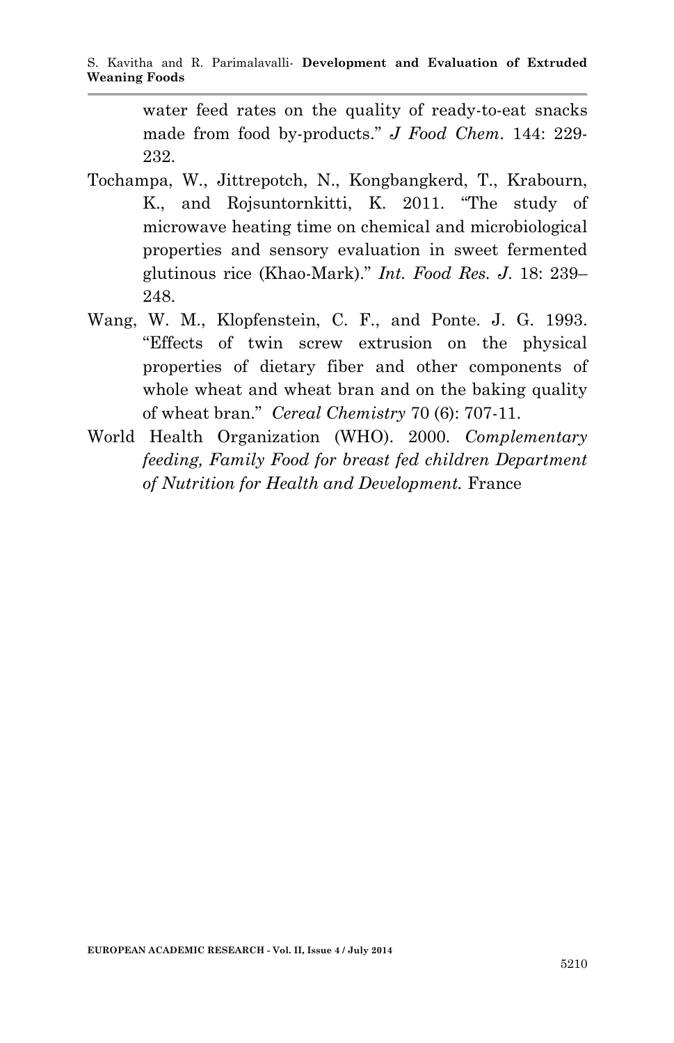water feed rates on the quality of ready-to-eat snacks made from food by-products." *J Food Chem*. 144: 229-232.

Tochampa, W., Jittrepotch, N., Kongbangkerd, T., Krabourn, K., and Rojsuntornkitti, K. 2011. "The study of microwave heating time on chemical and microbiological properties and sensory evaluation in sweet fermented glutinous rice (Khao-Mark)." *Int. Food Res. J.* 18: 239–248.

Wang, W. M., Klopfenstein, C. F., and Ponte. J. G. 1993. "Effects of twin screw extrusion on the physical properties of dietary fiber and other components of whole wheat and wheat bran and on the baking quality of wheat bran." *Cereal Chemistry* 70 (6): 707-11.

World Health Organization (WHO). 2000. *Complementary feeding, Family Food for breast fed children Department of Nutrition for Health and Development.* France